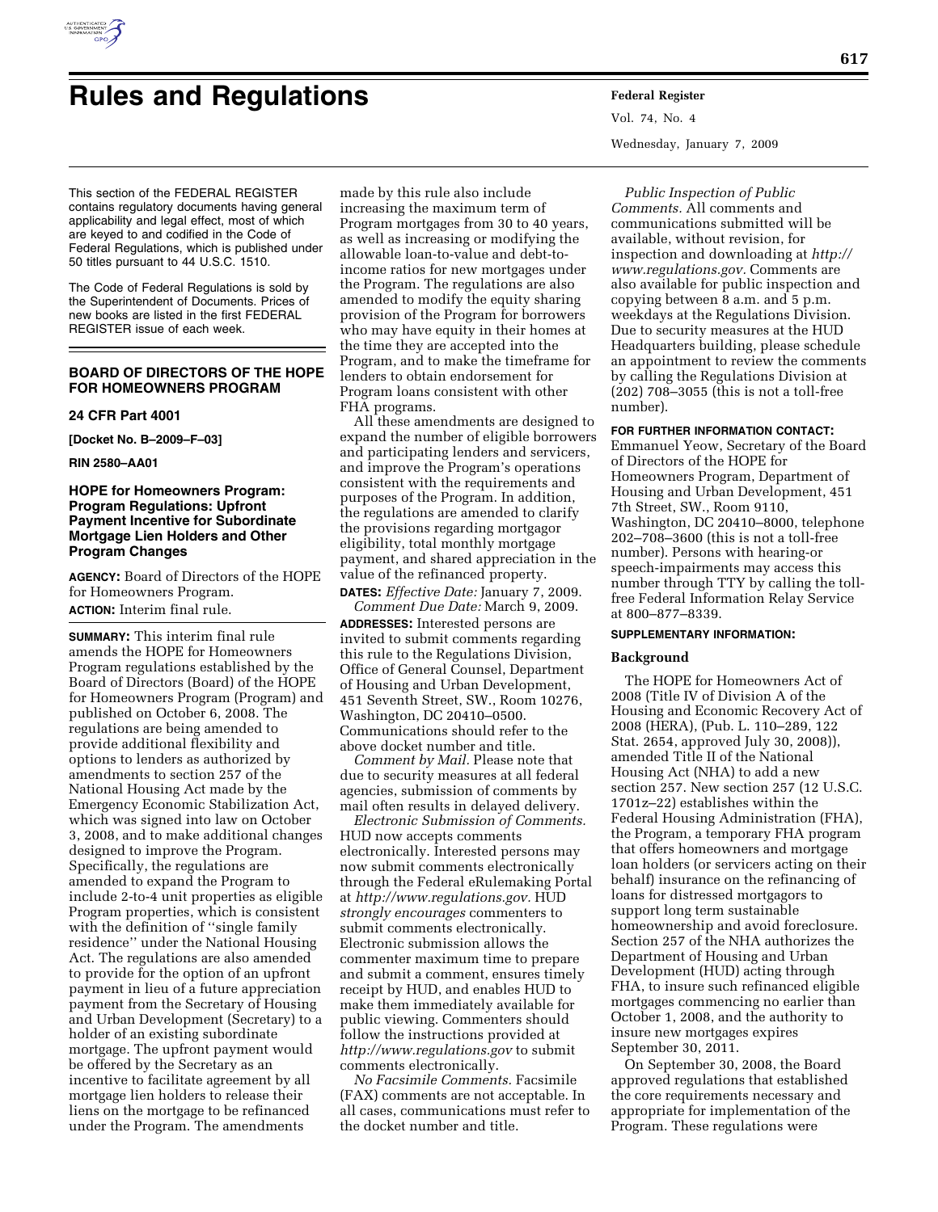# Rules and Regulations

This section of the FEDERAL REGISTER contains regulatory documents having general applicability and legal effect, most of which are keyed to and codified in the Code of Federal Regulations, which is published under 50 titles pursuant to 44 U.S.C. 1510.

The Code of Federal Regulations is sold by the Superintendent of Documents. Prices of new books are listed in the first FEDERAL REGISTER issue of each week.

## BOARD OF DIRECTORS OF THE HOPE FOR HOMEOWNERS PROGRAM

### 24 CFR Part 4001

**[Docket No. B–2009–F–03]**

**RIN 2580–AA01**

### HOPE for Homeowners Program: Program Regulations: Upfront Payment Incentive for Subordinate Mortgage Lien Holders and Other Program Changes

**AGENCY:** Board of Directors of the HOPE for Homeowners Program.

**ACTION:** Interim final rule.

**SUMMARY:** This interim final rule amends the HOPE for Homeowners Program regulations established by the Board of Directors (Board) of the HOPE for Homeowners Program (Program) and published on October 6, 2008. The regulations are being amended to provide additional flexibility and options to lenders as authorized by amendments to section 257 of the National Housing Act made by the Emergency Economic Stabilization Act, which was signed into law on October 3, 2008, and to make additional changes designed to improve the Program. Specifically, the regulations are amended to expand the Program to include 2-to-4 unit properties as eligible Program properties, which is consistent with the definition of ''single family residence'' under the National Housing Act. The regulations are also amended to provide for the option of an upfront payment in lieu of a future appreciation payment from the Secretary of Housing and Urban Development (Secretary) to a holder of an existing subordinate mortgage. The upfront payment would be offered by the Secretary as an incentive to facilitate agreement by all mortgage lien holders to release their liens on the mortgage to be refinanced under the Program. The amendments made by this rule also include increasing the maximum term of Program mortgages from 30 to 40 years, as well as increasing or modifying the allowable loan-to-value and debt-to-income ratios for new mortgages under the Program. The regulations are also amended to modify the equity sharing provision of the Program for borrowers who may have equity in their homes at the time they are accepted into the Program, and to make the timeframe for lenders to obtain endorsement for Program loans consistent with other FHA programs.

All these amendments are designed to expand the number of eligible borrowers and participating lenders and servicers, and improve the Program's operations consistent with the requirements and purposes of the Program. In addition, the regulations are amended to clarify the provisions regarding mortgagor eligibility, total monthly mortgage payment, and shared appreciation in the value of the refinanced property.

**DATES:** *Effective Date:* January 7, 2009.

*Comment Due Date:* March 9, 2009.

**ADDRESSES:** Interested persons are invited to submit comments regarding this rule to the Regulations Division, Office of General Counsel, Department of Housing and Urban Development, 451 Seventh Street, SW., Room 10276, Washington, DC 20410–0500. Communications should refer to the above docket number and title.

*Comment by Mail.* Please note that due to security measures at all federal agencies, submission of comments by mail often results in delayed delivery.

*Electronic Submission of Comments.* HUD now accepts comments electronically. Interested persons may now submit comments electronically through the Federal eRulemaking Portal at *http://www.regulations.gov.* HUD *strongly encourages* commenters to submit comments electronically. Electronic submission allows the commenter maximum time to prepare and submit a comment, ensures timely receipt by HUD, and enables HUD to make them immediately available for public viewing. Commenters should follow the instructions provided at *http://www.regulations.gov* to submit comments electronically.

*No Facsimile Comments.* Facsimile (FAX) comments are not acceptable. In all cases, communications must refer to the docket number and title.

*Public Inspection of Public Comments.* All comments and communications submitted will be available, without revision, for inspection and downloading at *http://www.regulations.gov.* Comments are also available for public inspection and copying between 8 a.m. and 5 p.m. weekdays at the Regulations Division. Due to security measures at the HUD Headquarters building, please schedule an appointment to review the comments by calling the Regulations Division at (202) 708–3055 (this is not a toll-free number).

**FOR FURTHER INFORMATION CONTACT:** Emmanuel Yeow, Secretary of the Board of Directors of the HOPE for Homeowners Program, Department of Housing and Urban Development, 451 7th Street, SW., Room 9110, Washington, DC 20410–8000, telephone 202–708–3600 (this is not a toll-free number). Persons with hearing-or speech-impairments may access this number through TTY by calling the toll-free Federal Information Relay Service at 800–877–8339.

**SUPPLEMENTARY INFORMATION:**

## Background

The HOPE for Homeowners Act of 2008 (Title IV of Division A of the Housing and Economic Recovery Act of 2008 (HERA), (Pub. L. 110–289, 122 Stat. 2654, approved July 30, 2008)), amended Title II of the National Housing Act (NHA) to add a new section 257. New section 257 (12 U.S.C. 1701z–22) establishes within the Federal Housing Administration (FHA), the Program, a temporary FHA program that offers homeowners and mortgage loan holders (or servicers acting on their behalf) insurance on the refinancing of loans for distressed mortgagors to support long term sustainable homeownership and avoid foreclosure. Section 257 of the NHA authorizes the Department of Housing and Urban Development (HUD) acting through FHA, to insure such refinanced eligible mortgages commencing no earlier than October 1, 2008, and the authority to insure new mortgages expires September 30, 2011.

On September 30, 2008, the Board approved regulations that established the core requirements necessary and appropriate for implementation of the Program. These regulations were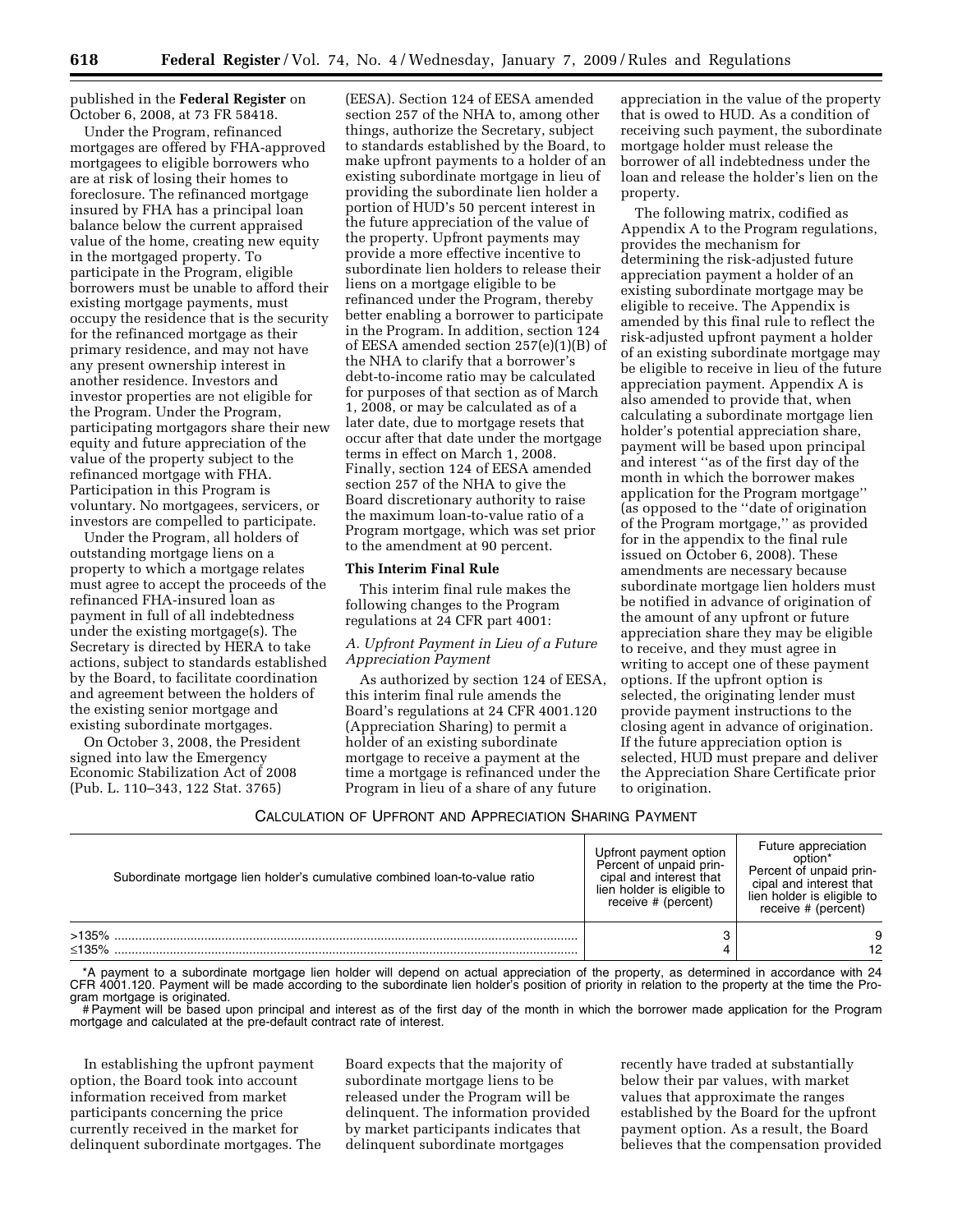published in the **Federal Register** on October 6, 2008, at 73 FR 58418.

Under the Program, refinanced mortgages are offered by FHA-approved mortgagees to eligible borrowers who are at risk of losing their homes to foreclosure. The refinanced mortgage insured by FHA has a principal loan balance below the current appraised value of the home, creating new equity in the mortgaged property. To participate in the Program, eligible borrowers must be unable to afford their existing mortgage payments, must occupy the residence that is the security for the refinanced mortgage as their primary residence, and may not have any present ownership interest in another residence. Investors and investor properties are not eligible for the Program. Under the Program, participating mortgagors share their new equity and future appreciation of the value of the property subject to the refinanced mortgage with FHA. Participation in this Program is voluntary. No mortgagees, servicers, or investors are compelled to participate.

Under the Program, all holders of outstanding mortgage liens on a property to which a mortgage relates must agree to accept the proceeds of the refinanced FHA-insured loan as payment in full of all indebtedness under the existing mortgage(s). The Secretary is directed by HERA to take actions, subject to standards established by the Board, to facilitate coordination and agreement between the holders of the existing senior mortgage and existing subordinate mortgages.

On October 3, 2008, the President signed into law the Emergency Economic Stabilization Act of 2008 (Pub. L. 110–343, 122 Stat. 3765) (EESA). Section 124 of EESA amended section 257 of the NHA to, among other things, authorize the Secretary, subject to standards established by the Board, to make upfront payments to a holder of an existing subordinate mortgage in lieu of providing the subordinate lien holder a portion of HUD's 50 percent interest in the future appreciation of the value of the property. Upfront payments may provide a more effective incentive to subordinate lien holders to release their liens on a mortgage eligible to be refinanced under the Program, thereby better enabling a borrower to participate in the Program. In addition, section 124 of EESA amended section 257(e)(1)(B) of the NHA to clarify that a borrower's debt-to-income ratio may be calculated for purposes of that section as of March 1, 2008, or may be calculated as of a later date, due to mortgage resets that occur after that date under the mortgage terms in effect on March 1, 2008. Finally, section 124 of EESA amended section 257 of the NHA to give the Board discretionary authority to raise the maximum loan-to-value ratio of a Program mortgage, which was set prior to the amendment at 90 percent.

**This Interim Final Rule**

This interim final rule makes the following changes to the Program regulations at 24 CFR part 4001:

*A. Upfront Payment in Lieu of a Future Appreciation Payment*

As authorized by section 124 of EESA, this interim final rule amends the Board's regulations at 24 CFR 4001.120 (Appreciation Sharing) to permit a holder of an existing subordinate mortgage to receive a payment at the time a mortgage is refinanced under the Program in lieu of a share of any future appreciation in the value of the property that is owed to HUD. As a condition of receiving such payment, the subordinate mortgage holder must release the borrower of all indebtedness under the loan and release the holder's lien on the property.

The following matrix, codified as Appendix A to the Program regulations, provides the mechanism for determining the risk-adjusted future appreciation payment a holder of an existing subordinate mortgage may be eligible to receive. The Appendix is amended by this final rule to reflect the risk-adjusted upfront payment a holder of an existing subordinate mortgage may be eligible to receive in lieu of the future appreciation payment. Appendix A is also amended to provide that, when calculating a subordinate mortgage lien holder's potential appreciation share, payment will be based upon principal and interest "as of the first day of the month in which the borrower makes application for the Program mortgage" (as opposed to the "date of origination of the Program mortgage," as provided for in the appendix to the final rule issued on October 6, 2008). These amendments are necessary because subordinate mortgage lien holders must be notified in advance of origination of the amount of any upfront or future appreciation share they may be eligible to receive, and they must agree in writing to accept one of these payment options. If the upfront option is selected, the originating lender must provide payment instructions to the closing agent in advance of origination. If the future appreciation option is selected, HUD must prepare and deliver the Appreciation Share Certificate prior to origination.

CALCULATION OF UPFRONT AND APPRECIATION SHARING PAYMENT

| Subordinate mortgage lien holder's cumulative combined loan-to-value ratio | Upfront payment option Percent of unpaid principal and interest that lien holder is eligible to receive # (percent) | Future appreciation option* Percent of unpaid principal and interest that lien holder is eligible to receive # (percent) |
|---|---|---|
| >135% | 3 | 9 |
| ≤135% | 4 | 12 |

*A payment to a subordinate mortgage lien holder will depend on actual appreciation of the property, as determined in accordance with 24 CFR 4001.120. Payment will be made according to the subordinate lien holder's position of priority in relation to the property at the time the Program mortgage is originated.

# Payment will be based upon principal and interest as of the first day of the month in which the borrower made application for the Program mortgage and calculated at the pre-default contract rate of interest.

In establishing the upfront payment option, the Board took into account information received from market participants concerning the price currently received in the market for delinquent subordinate mortgages. The Board expects that the majority of subordinate mortgage liens to be released under the Program will be delinquent. The information provided by market participants indicates that delinquent subordinate mortgages recently have traded at substantially below their par values, with market values that approximate the ranges established by the Board for the upfront payment option. As a result, the Board believes that the compensation provided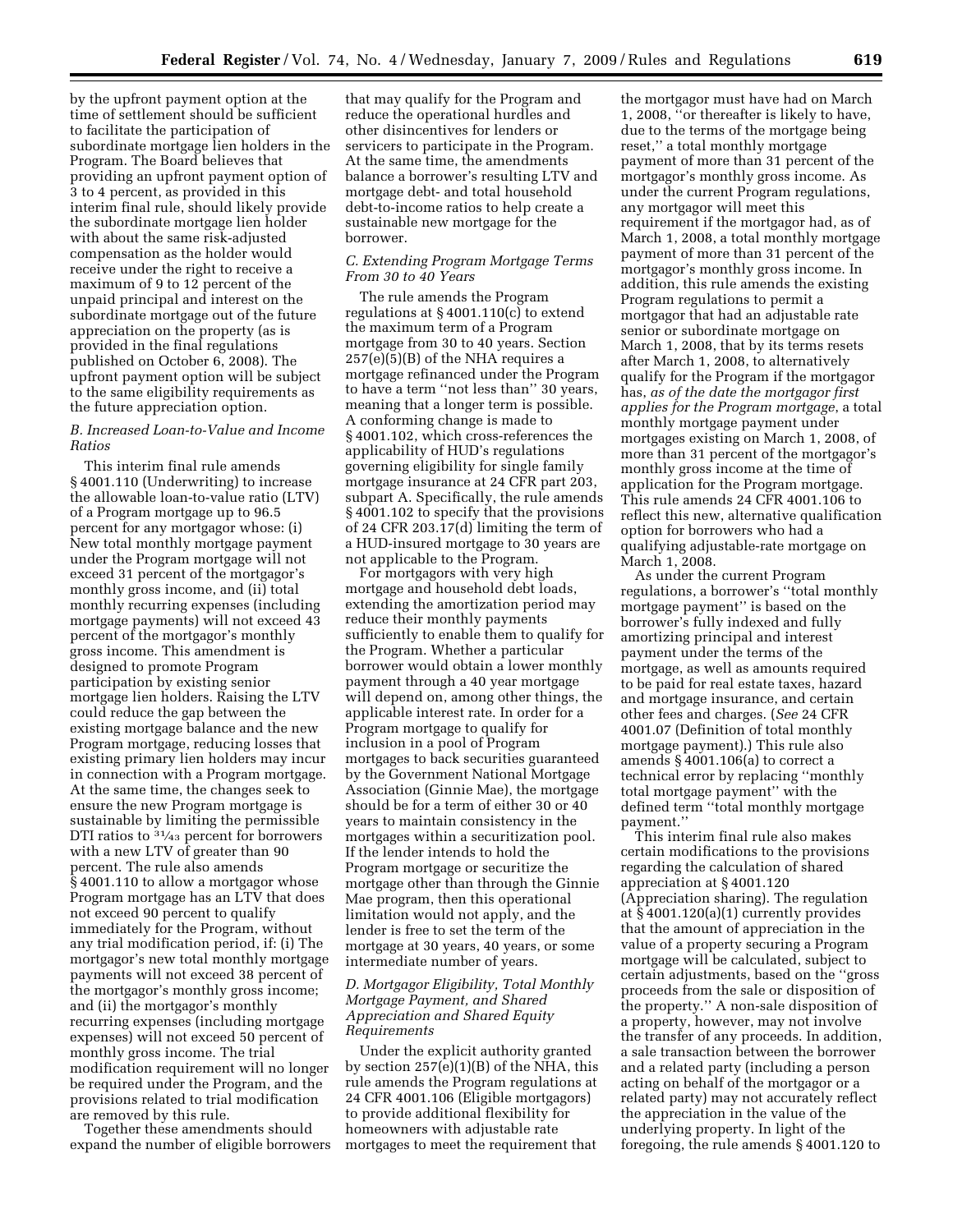by the upfront payment option at the time of settlement should be sufficient to facilitate the participation of subordinate mortgage lien holders in the Program. The Board believes that providing an upfront payment option of 3 to 4 percent, as provided in this interim final rule, should likely provide the subordinate mortgage lien holder with about the same risk-adjusted compensation as the holder would receive under the right to receive a maximum of 9 to 12 percent of the unpaid principal and interest on the subordinate mortgage out of the future appreciation on the property (as is provided in the final regulations published on October 6, 2008). The upfront payment option will be subject to the same eligibility requirements as the future appreciation option.

### B. Increased Loan-to-Value and Income Ratios

This interim final rule amends § 4001.110 (Underwriting) to increase the allowable loan-to-value ratio (LTV) of a Program mortgage up to 96.5 percent for any mortgagor whose: (i) New total monthly mortgage payment under the Program mortgage will not exceed 31 percent of the mortgagor's monthly gross income, and (ii) total monthly recurring expenses (including mortgage payments) will not exceed 43 percent of the mortgagor's monthly gross income. This amendment is designed to promote Program participation by existing senior mortgage lien holders. Raising the LTV could reduce the gap between the existing mortgage balance and the new Program mortgage, reducing losses that existing primary lien holders may incur in connection with a Program mortgage. At the same time, the changes seek to ensure the new Program mortgage is sustainable by limiting the permissible DTI ratios to 31⁄43 percent for borrowers with a new LTV of greater than 90 percent. The rule also amends § 4001.110 to allow a mortgagor whose Program mortgage has an LTV that does not exceed 90 percent to qualify immediately for the Program, without any trial modification period, if: (i) The mortgagor's new total monthly mortgage payments will not exceed 38 percent of the mortgagor's monthly gross income; and (ii) the mortgagor's monthly recurring expenses (including mortgage expenses) will not exceed 50 percent of monthly gross income. The trial modification requirement will no longer be required under the Program, and the provisions related to trial modification are removed by this rule.

Together these amendments should expand the number of eligible borrowers that may qualify for the Program and reduce the operational hurdles and other disincentives for lenders or servicers to participate in the Program. At the same time, the amendments balance a borrower's resulting LTV and mortgage debt- and total household debt-to-income ratios to help create a sustainable new mortgage for the borrower.

### C. Extending Program Mortgage Terms From 30 to 40 Years

The rule amends the Program regulations at § 4001.110(c) to extend the maximum term of a Program mortgage from 30 to 40 years. Section 257(e)(5)(B) of the NHA requires a mortgage refinanced under the Program to have a term "not less than" 30 years, meaning that a longer term is possible. A conforming change is made to § 4001.102, which cross-references the applicability of HUD's regulations governing eligibility for single family mortgage insurance at 24 CFR part 203, subpart A. Specifically, the rule amends § 4001.102 to specify that the provisions of 24 CFR 203.17(d) limiting the term of a HUD-insured mortgage to 30 years are not applicable to the Program.

For mortgagors with very high mortgage and household debt loads, extending the amortization period may reduce their monthly payments sufficiently to enable them to qualify for the Program. Whether a particular borrower would obtain a lower monthly payment through a 40 year mortgage will depend on, among other things, the applicable interest rate. In order for a Program mortgage to qualify for inclusion in a pool of Program mortgages to back securities guaranteed by the Government National Mortgage Association (Ginnie Mae), the mortgage should be for a term of either 30 or 40 years to maintain consistency in the mortgages within a securitization pool. If the lender intends to hold the Program mortgage or securitize the mortgage other than through the Ginnie Mae program, then this operational limitation would not apply, and the lender is free to set the term of the mortgage at 30 years, 40 years, or some intermediate number of years.

### D. Mortgagor Eligibility, Total Monthly Mortgage Payment, and Shared Appreciation and Shared Equity Requirements

Under the explicit authority granted by section 257(e)(1)(B) of the NHA, this rule amends the Program regulations at 24 CFR 4001.106 (Eligible mortgagors) to provide additional flexibility for homeowners with adjustable rate mortgages to meet the requirement that the mortgagor must have had on March 1, 2008, "or thereafter is likely to have, due to the terms of the mortgage being reset," a total monthly mortgage payment of more than 31 percent of the mortgagor's monthly gross income. As under the current Program regulations, any mortgagor will meet this requirement if the mortgagor had, as of March 1, 2008, a total monthly mortgage payment of more than 31 percent of the mortgagor's monthly gross income. In addition, this rule amends the existing Program regulations to permit a mortgagor that had an adjustable rate senior or subordinate mortgage on March 1, 2008, that by its terms resets after March 1, 2008, to alternatively qualify for the Program if the mortgagor has, *as of the date the mortgagor first applies for the Program mortgage*, a total monthly mortgage payment under mortgages existing on March 1, 2008, of more than 31 percent of the mortgagor's monthly gross income at the time of application for the Program mortgage. This rule amends 24 CFR 4001.106 to reflect this new, alternative qualification option for borrowers who had a qualifying adjustable-rate mortgage on March 1, 2008.

As under the current Program regulations, a borrower's "total monthly mortgage payment" is based on the borrower's fully indexed and fully amortizing principal and interest payment under the terms of the mortgage, as well as amounts required to be paid for real estate taxes, hazard and mortgage insurance, and certain other fees and charges. (*See* 24 CFR 4001.07 (Definition of total monthly mortgage payment).) This rule also amends § 4001.106(a) to correct a technical error by replacing "monthly total mortgage payment" with the defined term "total monthly mortgage payment."

This interim final rule also makes certain modifications to the provisions regarding the calculation of shared appreciation at § 4001.120 (Appreciation sharing). The regulation at § 4001.120(a)(1) currently provides that the amount of appreciation in the value of a property securing a Program mortgage will be calculated, subject to certain adjustments, based on the "gross proceeds from the sale or disposition of the property." A non-sale disposition of a property, however, may not involve the transfer of any proceeds. In addition, a sale transaction between the borrower and a related party (including a person acting on behalf of the mortgagor or a related party) may not accurately reflect the appreciation in the value of the underlying property. In light of the foregoing, the rule amends § 4001.120 to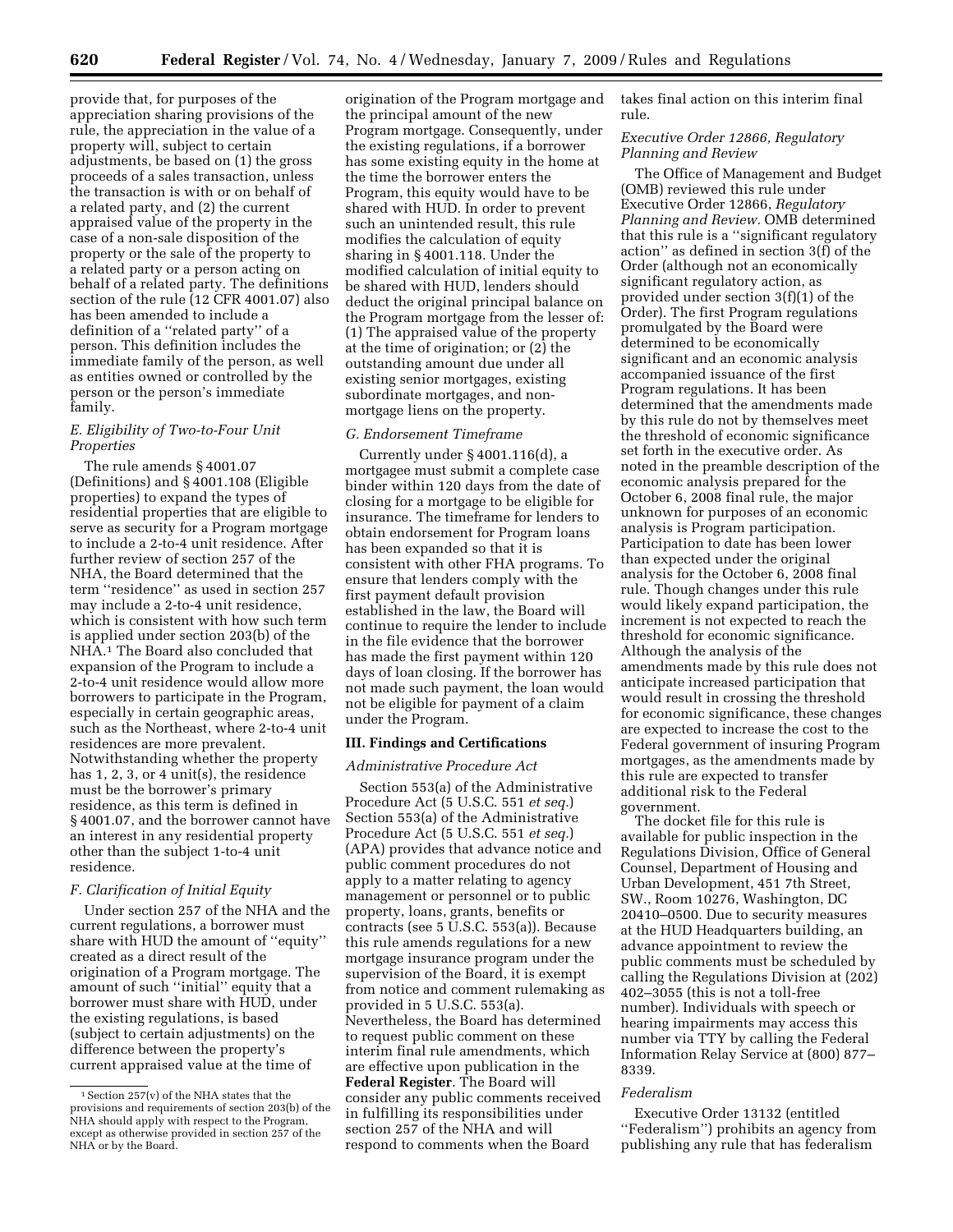provide that, for purposes of the appreciation sharing provisions of the rule, the appreciation in the value of a property will, subject to certain adjustments, be based on (1) the gross proceeds of a sales transaction, unless the transaction is with or on behalf of a related party, and (2) the current appraised value of the property in the case of a non-sale disposition of the property or the sale of the property to a related party or a person acting on behalf of a related party. The definitions section of the rule (12 CFR 4001.07) also has been amended to include a definition of a ''related party'' of a person. This definition includes the immediate family of the person, as well as entities owned or controlled by the person or the person's immediate family.

### *E. Eligibility of Two-to-Four Unit Properties*

The rule amends § 4001.07 (Definitions) and § 4001.108 (Eligible properties) to expand the types of residential properties that are eligible to serve as security for a Program mortgage to include a 2-to-4 unit residence. After further review of section 257 of the NHA, the Board determined that the term ''residence'' as used in section 257 may include a 2-to-4 unit residence, which is consistent with how such term is applied under section 203(b) of the NHA.[1] The Board also concluded that expansion of the Program to include a 2-to-4 unit residence would allow more borrowers to participate in the Program, especially in certain geographic areas, such as the Northeast, where 2-to-4 unit residences are more prevalent. Notwithstanding whether the property has 1, 2, 3, or 4 unit(s), the residence must be the borrower's primary residence, as this term is defined in § 4001.07, and the borrower cannot have an interest in any residential property other than the subject 1-to-4 unit residence.

### *F. Clarification of Initial Equity*

Under section 257 of the NHA and the current regulations, a borrower must share with HUD the amount of ''equity'' created as a direct result of the origination of a Program mortgage. The amount of such ''initial'' equity that a borrower must share with HUD, under the existing regulations, is based (subject to certain adjustments) on the difference between the property's current appraised value at the time of origination of the Program mortgage and the principal amount of the new Program mortgage. Consequently, under the existing regulations, if a borrower has some existing equity in the home at the time the borrower enters the Program, this equity would have to be shared with HUD. In order to prevent such an unintended result, this rule modifies the calculation of equity sharing in § 4001.118. Under the modified calculation of initial equity to be shared with HUD, lenders should deduct the original principal balance on the Program mortgage from the lesser of: (1) The appraised value of the property at the time of origination; or (2) the outstanding amount due under all existing senior mortgages, existing subordinate mortgages, and non-mortgage liens on the property.

### *G. Endorsement Timeframe*

Currently under § 4001.116(d), a mortgagee must submit a complete case binder within 120 days from the date of closing for a mortgage to be eligible for insurance. The timeframe for lenders to obtain endorsement for Program loans has been expanded so that it is consistent with other FHA programs. To ensure that lenders comply with the first payment default provision established in the law, the Board will continue to require the lender to include in the file evidence that the borrower has made the first payment within 120 days of loan closing. If the borrower has not made such payment, the loan would not be eligible for payment of a claim under the Program.

## III. Findings and Certifications

### *Administrative Procedure Act*

Section 553(a) of the Administrative Procedure Act (5 U.S.C. 551 *et seq.*) Section 553(a) of the Administrative Procedure Act (5 U.S.C. 551 *et seq.*) (APA) provides that advance notice and public comment procedures do not apply to a matter relating to agency management or personnel or to public property, loans, grants, benefits or contracts (see 5 U.S.C. 553(a)). Because this rule amends regulations for a new mortgage insurance program under the supervision of the Board, it is exempt from notice and comment rulemaking as provided in 5 U.S.C. 553(a). Nevertheless, the Board has determined to request public comment on these interim final rule amendments, which are effective upon publication in the **Federal Register**. The Board will consider any public comments received in fulfilling its responsibilities under section 257 of the NHA and will respond to comments when the Board takes final action on this interim final rule.

### *Executive Order 12866, Regulatory Planning and Review*

The Office of Management and Budget (OMB) reviewed this rule under Executive Order 12866, *Regulatory Planning and Review.* OMB determined that this rule is a ''significant regulatory action'' as defined in section 3(f) of the Order (although not an economically significant regulatory action, as provided under section 3(f)(1) of the Order). The first Program regulations promulgated by the Board were determined to be economically significant and an economic analysis accompanied issuance of the first Program regulations. It has been determined that the amendments made by this rule do not by themselves meet the threshold of economic significance set forth in the executive order. As noted in the preamble description of the economic analysis prepared for the October 6, 2008 final rule, the major unknown for purposes of an economic analysis is Program participation. Participation to date has been lower than expected under the original analysis for the October 6, 2008 final rule. Though changes under this rule would likely expand participation, the increment is not expected to reach the threshold for economic significance. Although the analysis of the amendments made by this rule does not anticipate increased participation that would result in crossing the threshold for economic significance, these changes are expected to increase the cost to the Federal government of insuring Program mortgages, as the amendments made by this rule are expected to transfer additional risk to the Federal government.

The docket file for this rule is available for public inspection in the Regulations Division, Office of General Counsel, Department of Housing and Urban Development, 451 7th Street, SW., Room 10276, Washington, DC 20410–0500. Due to security measures at the HUD Headquarters building, an advance appointment to review the public comments must be scheduled by calling the Regulations Division at (202) 402–3055 (this is not a toll-free number). Individuals with speech or hearing impairments may access this number via TTY by calling the Federal Information Relay Service at (800) 877–8339.

### *Federalism*

Executive Order 13132 (entitled ''Federalism'') prohibits an agency from publishing any rule that has federalism

---

[1] Section 257(v) of the NHA states that the provisions and requirements of section 203(b) of the NHA should apply with respect to the Program, except as otherwise provided in section 257 of the NHA or by the Board.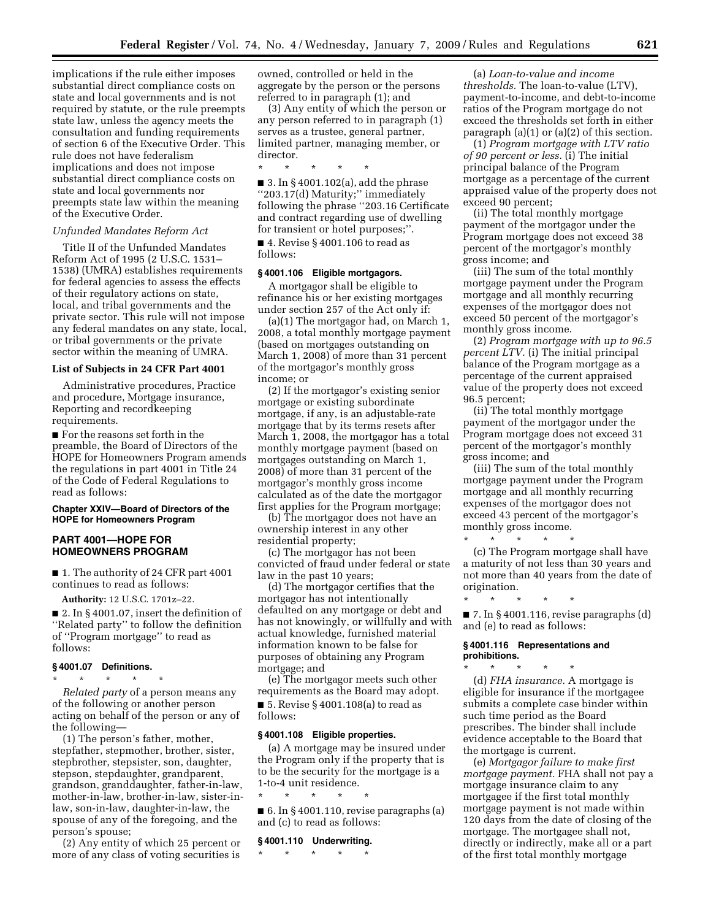implications if the rule either imposes substantial direct compliance costs on state and local governments and is not required by statute, or the rule preempts state law, unless the agency meets the consultation and funding requirements of section 6 of the Executive Order. This rule does not have federalism implications and does not impose substantial direct compliance costs on state and local governments nor preempts state law within the meaning of the Executive Order.

*Unfunded Mandates Reform Act*

Title II of the Unfunded Mandates Reform Act of 1995 (2 U.S.C. 1531–1538) (UMRA) establishes requirements for federal agencies to assess the effects of their regulatory actions on state, local, and tribal governments and the private sector. This rule will not impose any federal mandates on any state, local, or tribal governments or the private sector within the meaning of UMRA.

**List of Subjects in 24 CFR Part 4001**

Administrative procedures, Practice and procedure, Mortgage insurance, Reporting and recordkeeping requirements.

■ For the reasons set forth in the preamble, the Board of Directors of the HOPE for Homeowners Program amends the regulations in part 4001 in Title 24 of the Code of Federal Regulations to read as follows:

**Chapter XXIV—Board of Directors of the HOPE for Homeowners Program**

## PART 4001—HOPE FOR HOMEOWNERS PROGRAM

■ 1. The authority of 24 CFR part 4001 continues to read as follows:

**Authority:** 12 U.S.C. 1701z–22.

■ 2. In § 4001.07, insert the definition of ''Related party'' to follow the definition of ''Program mortgage'' to read as follows:

**§ 4001.07 Definitions.**

\* \* \* \* \*

*Related party* of a person means any of the following or another person acting on behalf of the person or any of the following—

(1) The person's father, mother, stepfather, stepmother, brother, sister, stepbrother, stepsister, son, daughter, stepson, stepdaughter, grandparent, grandson, granddaughter, father-in-law, mother-in-law, brother-in-law, sister-in-law, son-in-law, daughter-in-law, the spouse of any of the foregoing, and the person's spouse;

(2) Any entity of which 25 percent or more of any class of voting securities is owned, controlled or held in the aggregate by the person or the persons referred to in paragraph (1); and

(3) Any entity of which the person or any person referred to in paragraph (1) serves as a trustee, general partner, limited partner, managing member, or director.

\* \* \* \* \*

■ 3. In § 4001.102(a), add the phrase ''203.17(d) Maturity;'' immediately following the phrase ''203.16 Certificate and contract regarding use of dwelling for transient or hotel purposes;''.

■ 4. Revise § 4001.106 to read as follows:

**§ 4001.106 Eligible mortgagors.**

A mortgagor shall be eligible to refinance his or her existing mortgages under section 257 of the Act only if:

(a)(1) The mortgagor had, on March 1, 2008, a total monthly mortgage payment (based on mortgages outstanding on March 1, 2008) of more than 31 percent of the mortgagor's monthly gross income; or

(2) If the mortgagor's existing senior mortgage or existing subordinate mortgage, if any, is an adjustable-rate mortgage that by its terms resets after March 1, 2008, the mortgagor has a total monthly mortgage payment (based on mortgages outstanding on March 1, 2008) of more than 31 percent of the mortgagor's monthly gross income calculated as of the date the mortgagor first applies for the Program mortgage;

(b) The mortgagor does not have an ownership interest in any other residential property;

(c) The mortgagor has not been convicted of fraud under federal or state law in the past 10 years;

(d) The mortgagor certifies that the mortgagor has not intentionally defaulted on any mortgage or debt and has not knowingly, or willfully and with actual knowledge, furnished material information known to be false for purposes of obtaining any Program mortgage; and

(e) The mortgagor meets such other requirements as the Board may adopt.

■ 5. Revise § 4001.108(a) to read as follows:

**§ 4001.108 Eligible properties.**

(a) A mortgage may be insured under the Program only if the property that is to be the security for the mortgage is a 1-to-4 unit residence.

\* \* \* \* \*

■ 6. In § 4001.110, revise paragraphs (a) and (c) to read as follows:

**§ 4001.110 Underwriting.**

\* \* \* \* \*

(a) *Loan-to-value and income thresholds.* The loan-to-value (LTV), payment-to-income, and debt-to-income ratios of the Program mortgage do not exceed the thresholds set forth in either paragraph (a)(1) or (a)(2) of this section.

(1) *Program mortgage with LTV ratio of 90 percent or less.* (i) The initial principal balance of the Program mortgage as a percentage of the current appraised value of the property does not exceed 90 percent;

(ii) The total monthly mortgage payment of the mortgagor under the Program mortgage does not exceed 38 percent of the mortgagor's monthly gross income; and

(iii) The sum of the total monthly mortgage payment under the Program mortgage and all monthly recurring expenses of the mortgagor does not exceed 50 percent of the mortgagor's monthly gross income.

(2) *Program mortgage with up to 96.5 percent LTV.* (i) The initial principal balance of the Program mortgage as a percentage of the current appraised value of the property does not exceed 96.5 percent;

(ii) The total monthly mortgage payment of the mortgagor under the Program mortgage does not exceed 31 percent of the mortgagor's monthly gross income; and

(iii) The sum of the total monthly mortgage payment under the Program mortgage and all monthly recurring expenses of the mortgagor does not exceed 43 percent of the mortgagor's monthly gross income.

\* \* \* \* \*

(c) The Program mortgage shall have a maturity of not less than 30 years and not more than 40 years from the date of origination.

\* \* \* \* \*

■ 7. In § 4001.116, revise paragraphs (d) and (e) to read as follows:

**§ 4001.116 Representations and prohibitions.**

\* \* \* \* \*

(d) *FHA insurance.* A mortgage is eligible for insurance if the mortgagee submits a complete case binder within such time period as the Board prescribes. The binder shall include evidence acceptable to the Board that the mortgage is current.

(e) *Mortgagor failure to make first mortgage payment.* FHA shall not pay a mortgage insurance claim to any mortgagee if the first total monthly mortgage payment is not made within 120 days from the date of closing of the mortgage. The mortgagee shall not, directly or indirectly, make all or a part of the first total monthly mortgage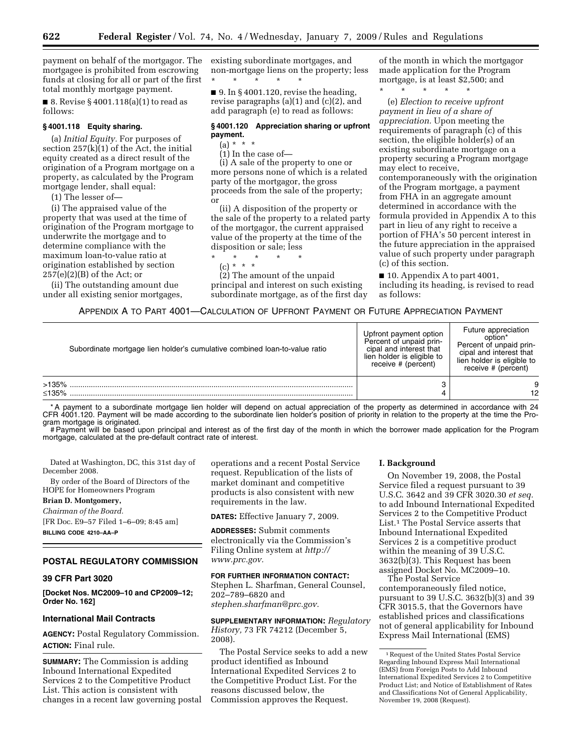payment on behalf of the mortgagor. The mortgagee is prohibited from escrowing funds at closing for all or part of the first total monthly mortgage payment.

■ 8. Revise § 4001.118(a)(1) to read as follows:

**§ 4001.118 Equity sharing.**

(a) *Initial Equity.* For purposes of section 257(k)(1) of the Act, the initial equity created as a direct result of the origination of a Program mortgage on a property, as calculated by the Program mortgage lender, shall equal:

(1) The lesser of—

(i) The appraised value of the property that was used at the time of origination of the Program mortgage to underwrite the mortgage and to determine compliance with the maximum loan-to-value ratio at origination established by section 257(e)(2)(B) of the Act; or

(ii) The outstanding amount due under all existing senior mortgages, existing subordinate mortgages, and non-mortgage liens on the property; less

\* \* \* \* \*

■ 9. In § 4001.120, revise the heading, revise paragraphs (a)(1) and (c)(2), and add paragraph (e) to read as follows:

**§ 4001.120 Appreciation sharing or upfront payment.**

(a) \* \* \*

(1) In the case of—

(i) A sale of the property to one or more persons none of which is a related party of the mortgagor, the gross proceeds from the sale of the property; or

(ii) A disposition of the property or the sale of the property to a related party of the mortgagor, the current appraised value of the property at the time of the disposition or sale; less

\* \* \* \* \*

(c) \* \* \*

(2) The amount of the unpaid principal and interest on such existing subordinate mortgage, as of the first day of the month in which the mortgagor made application for the Program mortgage, is at least $2,500; and

\* \* \* \* \*

(e) *Election to receive upfront payment in lieu of a share of appreciation.* Upon meeting the requirements of paragraph (c) of this section, the eligible holder(s) of an existing subordinate mortgage on a property securing a Program mortgage may elect to receive, contemporaneously with the origination of the Program mortgage, a payment from FHA in an aggregate amount determined in accordance with the formula provided in Appendix A to this part in lieu of any right to receive a portion of FHA's 50 percent interest in the future appreciation in the appraised value of such property under paragraph (c) of this section.

■ 10. Appendix A to part 4001, including its heading, is revised to read as follows:

APPENDIX A TO PART 4001—CALCULATION OF UPFRONT PAYMENT OR FUTURE APPRECIATION PAYMENT

| Subordinate mortgage lien holder's cumulative combined loan-to-value ratio | Upfront payment option Percent of unpaid principal and interest that lien holder is eligible to receive # (percent) | Future appreciation option* Percent of unpaid principal and interest that lien holder is eligible to receive # (percent) |
|---|---|---|
| >135% | 3 | 9 |
| ≤135% | 4 | 12 |

\* A payment to a subordinate mortgage lien holder will depend on actual appreciation of the property as determined in accordance with 24 CFR 4001.120. Payment will be made according to the subordinate lien holder's position of priority in relation to the property at the time the Program mortgage is originated.

\# Payment will be based upon principal and interest as of the first day of the month in which the borrower made application for the Program mortgage, calculated at the pre-default contract rate of interest.

Dated at Washington, DC, this 31st day of December 2008.

By order of the Board of Directors of the HOPE for Homeowners Program

**Brian D. Montgomery,**

*Chairman of the Board.*

[FR Doc. E9–57 Filed 1–6–09; 8:45 am]

**BILLING CODE 4210–AA–P**

## POSTAL REGULATORY COMMISSION

### 39 CFR Part 3020

**[Docket Nos. MC2009–10 and CP2009–12; Order No. 162]**

### International Mail Contracts

**AGENCY:** Postal Regulatory Commission.

**ACTION:** Final rule.

**SUMMARY:** The Commission is adding Inbound International Expedited Services 2 to the Competitive Product List. This action is consistent with changes in a recent law governing postal operations and a recent Postal Service request. Republication of the lists of market dominant and competitive products is also consistent with new requirements in the law.

**DATES:** Effective January 7, 2009.

**ADDRESSES:** Submit comments electronically via the Commission's Filing Online system at *http://www.prc.gov.*

**FOR FURTHER INFORMATION CONTACT:** Stephen L. Sharfman, General Counsel, 202–789–6820 and *stephen.sharfman@prc.gov.*

**SUPPLEMENTARY INFORMATION:** *Regulatory History,* 73 FR 74212 (December 5, 2008).

The Postal Service seeks to add a new product identified as Inbound International Expedited Services 2 to the Competitive Product List. For the reasons discussed below, the Commission approves the Request.

**I. Background**

On November 19, 2008, the Postal Service filed a request pursuant to 39 U.S.C. 3642 and 39 CFR 3020.30 *et seq.* to add Inbound International Expedited Services 2 to the Competitive Product List.[1] The Postal Service asserts that Inbound International Expedited Services 2 is a competitive product within the meaning of 39 U.S.C. 3632(b)(3). This Request has been assigned Docket No. MC2009–10.

The Postal Service contemporaneously filed notice, pursuant to 39 U.S.C. 3632(b)(3) and 39 CFR 3015.5, that the Governors have established prices and classifications not of general applicability for Inbound Express Mail International (EMS)

[1] Request of the United States Postal Service Regarding Inbound Express Mail International (EMS) from Foreign Posts to Add Inbound International Expedited Services 2 to Competitive Product List; and Notice of Establishment of Rates and Classifications Not of General Applicability, November 19, 2008 (Request).